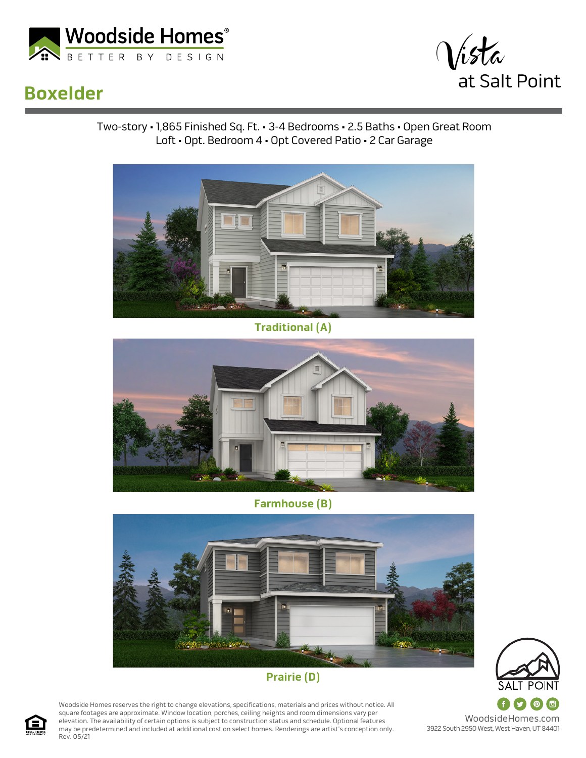Woodside Homes®
BETTER BY DESIGN

Vista
at Salt Point

# Boxelder

Two-story • 1,865 Finished Sq. Ft. • 3-4 Bedrooms • 2.5 Baths • Open Great Room
Loft • Opt. Bedroom 4 • Opt Covered Patio • 2 Car Garage

**Traditional (A)**

**Farmhouse (B)**

**Prairie (D)**

SALT POINT

Woodside Homes reserves the right to change elevations, specifications, materials and prices without notice. All square footages are approximate. Window location, porches, ceiling heights and room dimensions vary per elevation. The availability of certain options is subject to construction status and schedule. Optional features may be predetermined and included at additional cost on select homes. Renderings are artist's conception only.
Rev. 05/21

WoodsideHomes.com
3922 South 2950 West, West Haven, UT 84401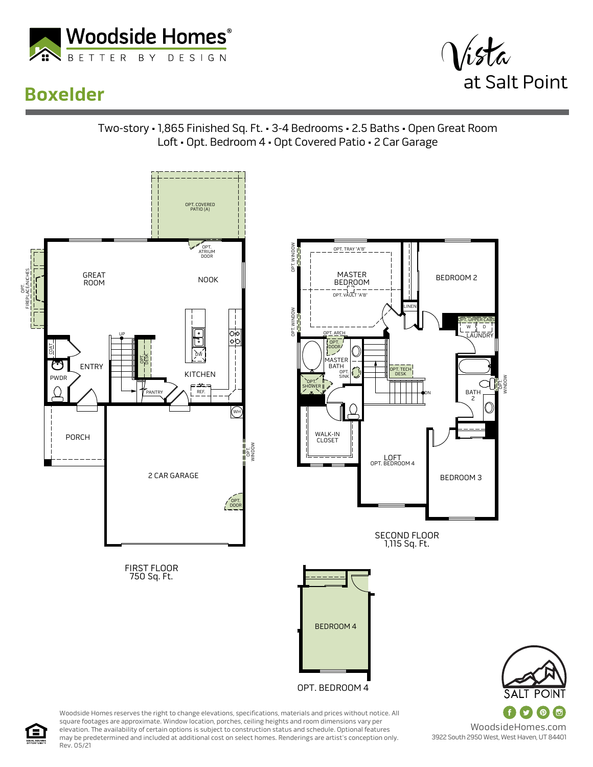# Boxelder

Vista at Salt Point

Two-story • 1,865 Finished Sq. Ft. • 3-4 Bedrooms • 2.5 Baths • Open Great Room
Loft • Opt. Bedroom 4 • Opt Covered Patio • 2 Car Garage

OPT. COVERED PATIO (A)
OPT. ATRIUM DOOR
OPT. FIREPLACE/NICHES
GREAT ROOM
NOOK
UP
COAT
OPT. DESK
DW
ENTRY
PWDR
KITCHEN
PANTRY
REF.
WH
PORCH
2 CAR GARAGE
OPT. WINDOW
OPT. DOOR

FIRST FLOOR
750 Sq. Ft.

OPT. WINDOW
OPT. TRAY "A"B"
MASTER BEDROOM
OPT. VAULT "A"B"
OPT. WINDOW
OPT. ARCH
LINEN
BEDROOM 2
OPT. UPPER CABS
W D
LAUNDRY
OPT. DOOR
MASTER BATH
OPT. SINK
OPT. SHOWER
OPT. TECH DESK
DN
BATH 2
OPT. WINDOW
WALK-IN CLOSET
LOFT
OPT. BEDROOM 4
BEDROOM 3

SECOND FLOOR
1,115 Sq. Ft.

BEDROOM 4

OPT. BEDROOM 4

SALT POINT

Woodside Homes reserves the right to change elevations, specifications, materials and prices without notice. All square footages are approximate. Window location, porches, ceiling heights and room dimensions vary per elevation. The availability of certain options is subject to construction status and schedule. Optional features may be predetermined and included at additional cost on select homes. Renderings are artist's conception only. Rev. 05/21

WoodsideHomes.com
3922 South 2950 West, West Haven, UT 84401